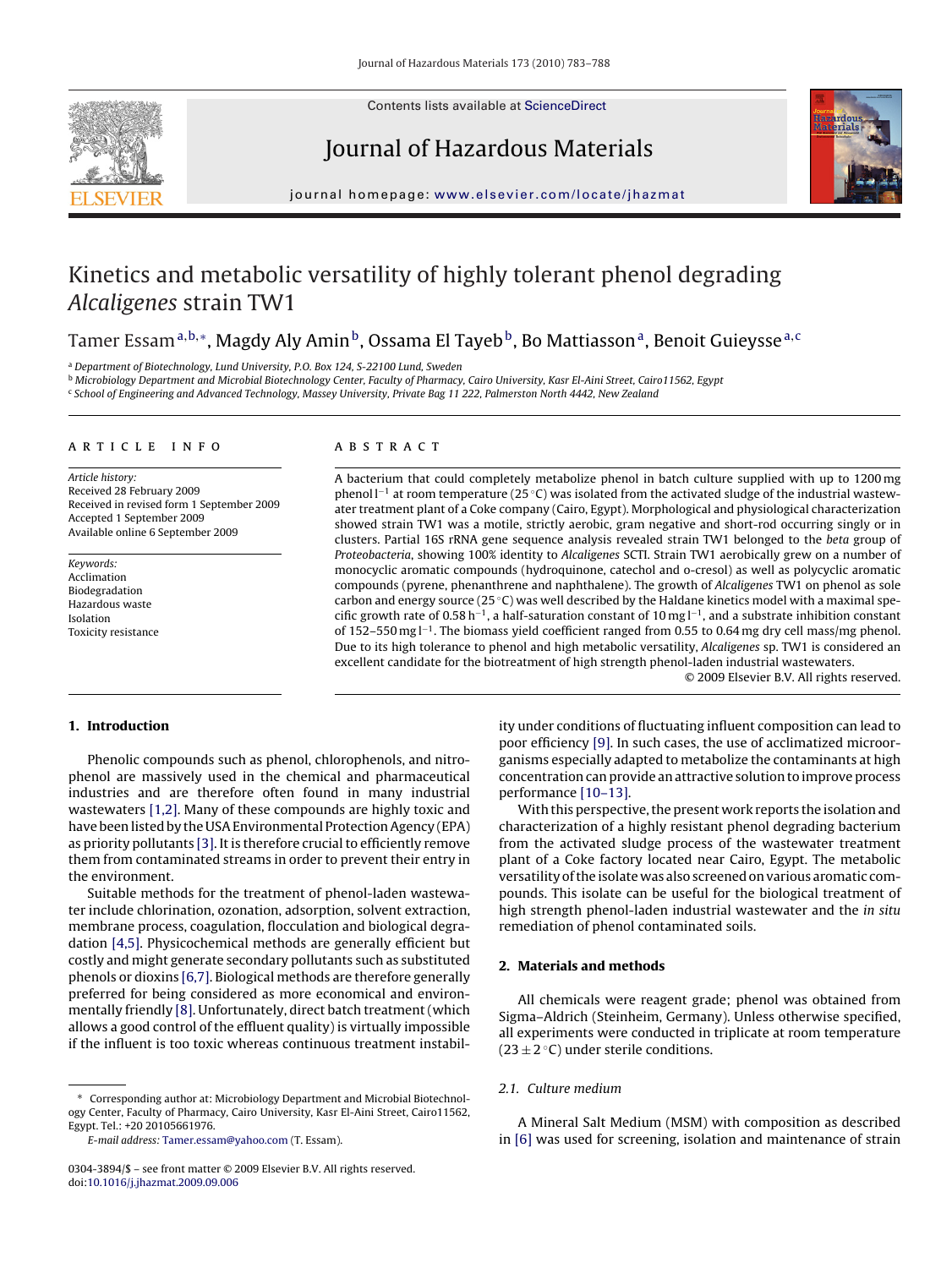# Kinetics and metabolic versatility of highly tolerant phenol degrading *Alcaligenes* strain TW1

Tamer Essam[a,b,*], Magdy Aly Amin[b], Ossama El Tayeb[b], Bo Mattiasson[a], Benoit Guieysse[a,c]

[a] Department of Biotechnology, Lund University, P.O. Box 124, S-22100 Lund, Sweden
[b] Microbiology Department and Microbial Biotechnology Center, Faculty of Pharmacy, Cairo University, Kasr El-Aini Street, Cairo11562, Egypt
[c] School of Engineering and Advanced Technology, Massey University, Private Bag 11 222, Palmerston North 4442, New Zealand

## ARTICLE INFO

*Article history:*
Received 28 February 2009
Received in revised form 1 September 2009
Accepted 1 September 2009
Available online 6 September 2009

*Keywords:*
Acclimation
Biodegradation
Hazardous waste
Isolation
Toxicity resistance

## ABSTRACT

A bacterium that could completely metabolize phenol in batch culture supplied with up to 1200 mg phenol $l^{-1}$ at room temperature (25 °C) was isolated from the activated sludge of the industrial wastewater treatment plant of a Coke company (Cairo, Egypt). Morphological and physiological characterization showed strain TW1 was a motile, strictly aerobic, gram negative and short-rod occurring singly or in clusters. Partial 16S rRNA gene sequence analysis revealed strain TW1 belonged to the *beta* group of *Proteobacteria*, showing 100% identity to *Alcaligenes* SCTI. Strain TW1 aerobically grew on a number of monocyclic aromatic compounds (hydroquinone, catechol and o-cresol) as well as polycyclic aromatic compounds (pyrene, phenanthrene and naphthalene). The growth of *Alcaligenes* TW1 on phenol as sole carbon and energy source (25 °C) was well described by the Haldane kinetics model with a maximal specific growth rate of 0.58 $h^{-1}$, a half-saturation constant of 10 mg $l^{-1}$, and a substrate inhibition constant of 152–550 mg $l^{-1}$. The biomass yield coefficient ranged from 0.55 to 0.64 mg dry cell mass/mg phenol. Due to its high tolerance to phenol and high metabolic versatility, *Alcaligenes* sp. TW1 is considered an excellent candidate for the biotreatment of high strength phenol-laden industrial wastewaters.

© 2009 Elsevier B.V. All rights reserved.

## 1. Introduction

Phenolic compounds such as phenol, chlorophenols, and nitrophenol are massively used in the chemical and pharmaceutical industries and are therefore often found in many industrial wastewaters [1,2]. Many of these compounds are highly toxic and have been listed by the USA Environmental Protection Agency (EPA) as priority pollutants [3]. It is therefore crucial to efficiently remove them from contaminated streams in order to prevent their entry in the environment.

Suitable methods for the treatment of phenol-laden wastewater include chlorination, ozonation, adsorption, solvent extraction, membrane process, coagulation, flocculation and biological degradation [4,5]. Physicochemical methods are generally efficient but costly and might generate secondary pollutants such as substituted phenols or dioxins [6,7]. Biological methods are therefore generally preferred for being considered as more economical and environmentally friendly [8]. Unfortunately, direct batch treatment (which allows a good control of the effluent quality) is virtually impossible if the influent is too toxic whereas continuous treatment instability under conditions of fluctuating influent composition can lead to poor efficiency [9]. In such cases, the use of acclimatized microorganisms especially adapted to metabolize the contaminants at high concentration can provide an attractive solution to improve process performance [10–13].

With this perspective, the present work reports the isolation and characterization of a highly resistant phenol degrading bacterium from the activated sludge process of the wastewater treatment plant of a Coke factory located near Cairo, Egypt. The metabolic versatility of the isolate was also screened on various aromatic compounds. This isolate can be useful for the biological treatment of high strength phenol-laden industrial wastewater and the *in situ* remediation of phenol contaminated soils.

## 2. Materials and methods

All chemicals were reagent grade; phenol was obtained from Sigma–Aldrich (Steinheim, Germany). Unless otherwise specified, all experiments were conducted in triplicate at room temperature (23 ± 2 °C) under sterile conditions.

### 2.1. Culture medium

A Mineral Salt Medium (MSM) with composition as described in [6] was used for screening, isolation and maintenance of strain

* Corresponding author at: Microbiology Department and Microbial Biotechnology Center, Faculty of Pharmacy, Cairo University, Kasr El-Aini Street, Cairo11562, Egypt. Tel.: +20 20105661976.
*E-mail address:* Tamer.essam@yahoo.com (T. Essam).

0304-3894/$ – see front matter © 2009 Elsevier B.V. All rights reserved.
doi:10.1016/j.jhazmat.2009.09.006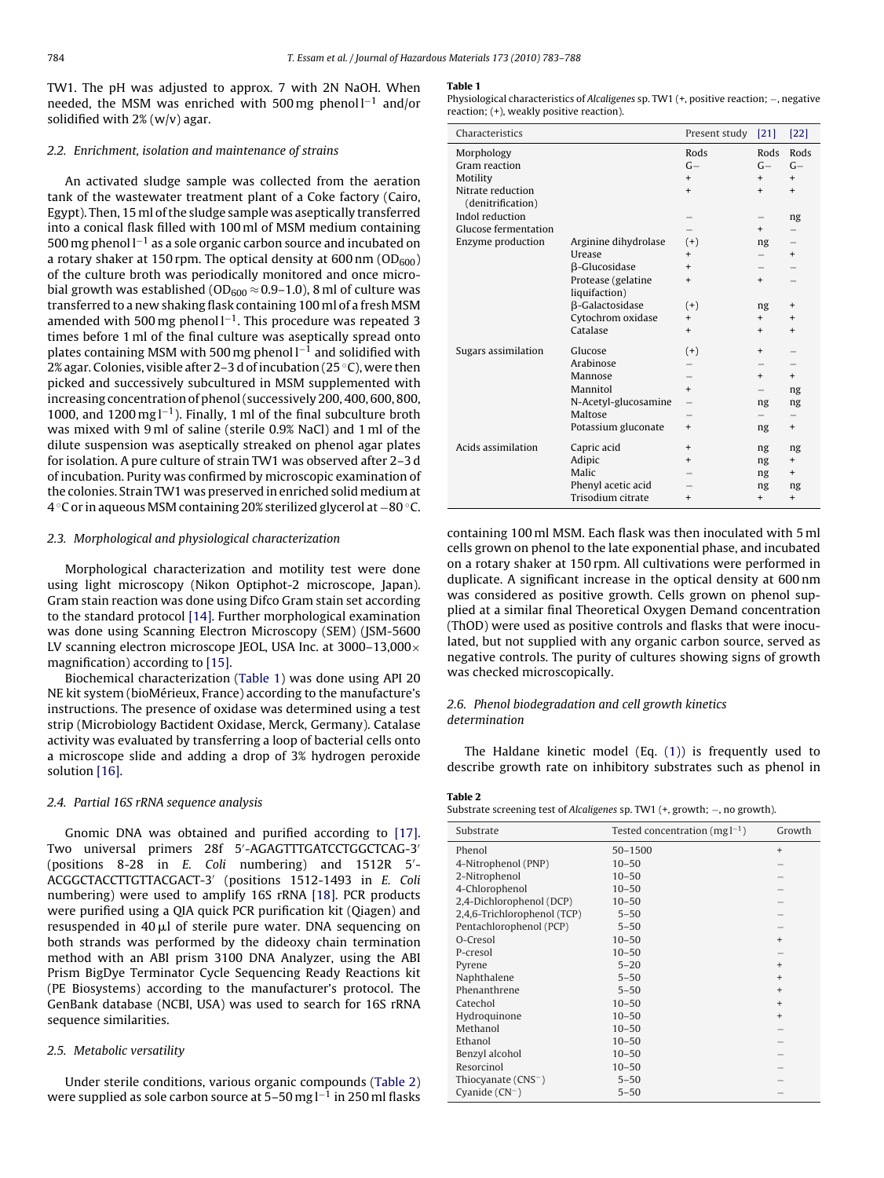TW1. The pH was adjusted to approx. 7 with 2N NaOH. When needed, the MSM was enriched with 500 mg phenol $l^{-1}$ and/or solidified with 2% (w/v) agar.

### 2.2. Enrichment, isolation and maintenance of strains

An activated sludge sample was collected from the aeration tank of the wastewater treatment plant of a Coke factory (Cairo, Egypt). Then, 15 ml of the sludge sample was aseptically transferred into a conical flask filled with 100 ml of MSM medium containing 500 mg phenol $l^{-1}$ as a sole organic carbon source and incubated on a rotary shaker at 150 rpm. The optical density at 600 nm ($OD_{600}$) of the culture broth was periodically monitored and once microbial growth was established ($OD_{600} \approx 0.9–1.0$), 8 ml of culture was transferred to a new shaking flask containing 100 ml of a fresh MSM amended with 500 mg phenol $l^{-1}$. This procedure was repeated 3 times before 1 ml of the final culture was aseptically spread onto plates containing MSM with 500 mg phenol $l^{-1}$ and solidified with 2% agar. Colonies, visible after 2–3 d of incubation (25 °C), were then picked and successively subcultured in MSM supplemented with increasing concentration of phenol (successively 200, 400, 600, 800, 1000, and 1200 mg $l^{-1}$). Finally, 1 ml of the final subculture broth was mixed with 9 ml of saline (sterile 0.9% NaCl) and 1 ml of the dilute suspension was aseptically streaked on phenol agar plates for isolation. A pure culture of strain TW1 was observed after 2–3 d of incubation. Purity was confirmed by microscopic examination of the colonies. Strain TW1 was preserved in enriched solid medium at 4 °C or in aqueous MSM containing 20% sterilized glycerol at −80 °C.

### 2.3. Morphological and physiological characterization

Morphological characterization and motility test were done using light microscopy (Nikon Optiphot-2 microscope, Japan). Gram stain reaction was done using Difco Gram stain set according to the standard protocol [14]. Further morphological examination was done using Scanning Electron Microscopy (SEM) (JSM-5600 LV scanning electron microscope JEOL, USA Inc. at 3000–13,000× magnification) according to [15].

Biochemical characterization (Table 1) was done using API 20 NE kit system (bioMérieux, France) according to the manufacture's instructions. The presence of oxidase was determined using a test strip (Microbiology Bactident Oxidase, Merck, Germany). Catalase activity was evaluated by transferring a loop of bacterial cells onto a microscope slide and adding a drop of 3% hydrogen peroxide solution [16].

### 2.4. Partial 16S rRNA sequence analysis

Gnomic DNA was obtained and purified according to [17]. Two universal primers 28f 5′-AGAGTTTGATCCTGGCTCAG-3′ (positions 8-28 in *E. Coli* numbering) and 1512R 5′-ACGGCTACCTTGTTACGACT-3′ (positions 1512-1493 in *E. Coli* numbering) were used to amplify 16S rRNA [18]. PCR products were purified using a QIA quick PCR purification kit (Qiagen) and resuspended in 40 μl of sterile pure water. DNA sequencing on both strands was performed by the dideoxy chain termination method with an ABI prism 3100 DNA Analyzer, using the ABI Prism BigDye Terminator Cycle Sequencing Ready Reactions kit (PE Biosystems) according to the manufacturer's protocol. The GenBank database (NCBI, USA) was used to search for 16S rRNA sequence similarities.

### 2.5. Metabolic versatility

Under sterile conditions, various organic compounds (Table 2) were supplied as sole carbon source at 5–50 mg $l^{-1}$ in 250 ml flasks containing 100 ml MSM. Each flask was then inoculated with 5 ml cells grown on phenol to the late exponential phase, and incubated on a rotary shaker at 150 rpm. All cultivations were performed in duplicate. A significant increase in the optical density at 600 nm was considered as positive growth. Cells grown on phenol supplied at a similar final Theoretical Oxygen Demand concentration (ThOD) were used as positive controls and flasks that were inoculated, but not supplied with any organic carbon source, served as negative controls. The purity of cultures showing signs of growth was checked microscopically.

### 2.6. Phenol biodegradation and cell growth kinetics determination

The Haldane kinetic model (Eq. (1)) is frequently used to describe growth rate on inhibitory substrates such as phenol in

**Table 1**
Physiological characteristics of *Alcaligenes* sp. TW1 (+, positive reaction; −, negative reaction; (+), weakly positive reaction).

| Characteristics | | Present study | [21] | [22] |
|---|---|---|---|---|
| Morphology | | Rods | Rods | Rods |
| Gram reaction | | G− | G− | G− |
| Motility | | + | + | + |
| Nitrate reduction (denitrification) | | + | + | + |
| Indol reduction | | − | − | ng |
| Glucose fermentation | | − | + | − |
| Enzyme production | Arginine dihydrolase | (+) | ng | − |
| | Urease | + | − | + |
| | β-Glucosidase | + | − | − |
| | Protease (gelatine liquifaction) | + | + | − |
| | β-Galactosidase | (+) | ng | + |
| | Cytochrom oxidase | + | + | + |
| | Catalase | + | + | + |
| Sugars assimilation | Glucose | (+) | + | − |
| | Arabinose | − | − | − |
| | Mannose | − | + | + |
| | Mannitol | + | − | ng |
| | N-Acetyl-glucosamine | − | ng | ng |
| | Maltose | − | − | − |
| | Potassium gluconate | + | ng | + |
| Acids assimilation | Capric acid | + | ng | ng |
| | Adipic | + | ng | + |
| | Malic | − | ng | + |
| | Phenyl acetic acid | − | ng | ng |
| | Trisodium citrate | + | + | + |

**Table 2**
Substrate screening test of *Alcaligenes* sp. TW1 (+, growth; −, no growth).

| Substrate | Tested concentration (mg $l^{-1}$) | Growth |
|---|---|---|
| Phenol | 50–1500 | + |
| 4-Nitrophenol (PNP) | 10–50 | − |
| 2-Nitrophenol | 10–50 | − |
| 4-Chlorophenol | 10–50 | − |
| 2,4-Dichlorophenol (DCP) | 10–50 | − |
| 2,4,6-Trichlorophenol (TCP) | 5–50 | − |
| Pentachlorophenol (PCP) | 5–50 | − |
| O-Cresol | 10–50 | + |
| P-cresol | 10–50 | − |
| Pyrene | 5–20 | + |
| Naphthalene | 5–50 | + |
| Phenanthrene | 5–50 | + |
| Catechol | 10–50 | + |
| Hydroquinone | 10–50 | + |
| Methanol | 10–50 | − |
| Ethanol | 10–50 | − |
| Benzyl alcohol | 10–50 | − |
| Resorcinol | 10–50 | − |
| Thiocyanate ($CNS^-$) | 5–50 | − |
| Cyanide ($CN^-$) | 5–50 | − |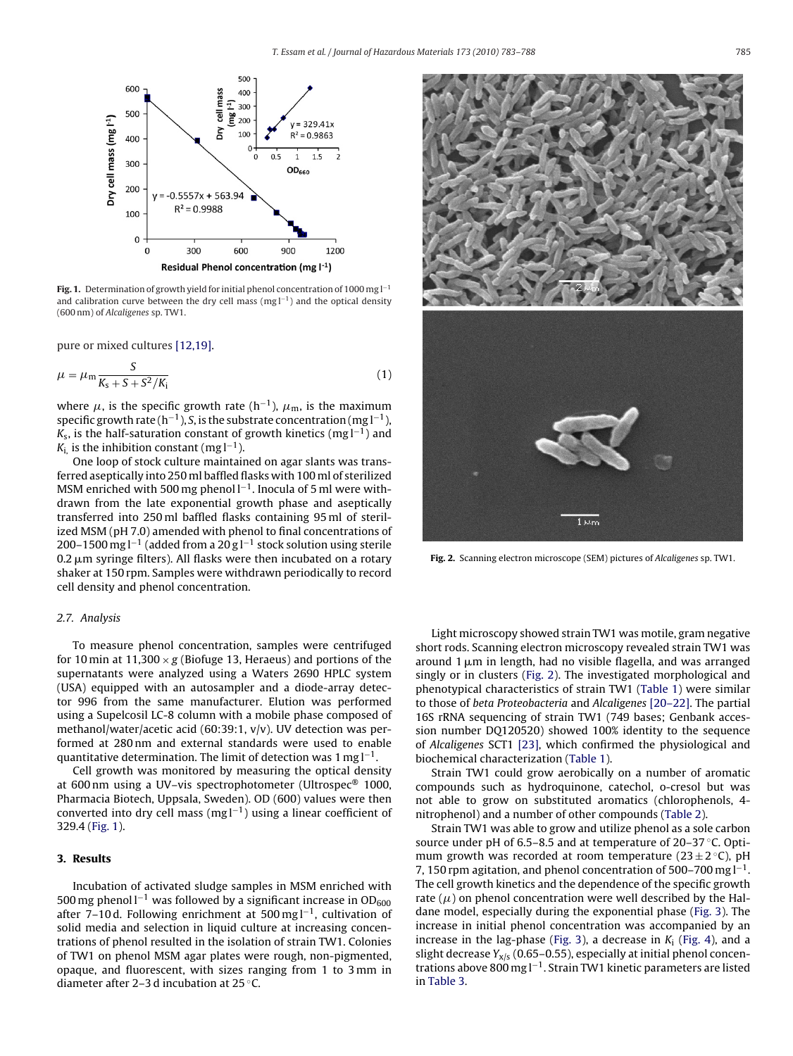Fig. 1. Determination of growth yield for initial phenol concentration of 1000 mg l$^{-1}$ and calibration curve between the dry cell mass (mg l$^{-1}$) and the optical density (600 nm) of *Alcaligenes* sp. TW1.

pure or mixed cultures [12,19].

$$\mu = \mu_m \frac{S}{K_s + S + S^2/K_i} \tag{1}$$

where $\mu$, is the specific growth rate (h$^{-1}$), $\mu_m$, is the maximum specific growth rate (h$^{-1}$), $S$, is the substrate concentration (mg l$^{-1}$), $K_s$, is the half-saturation constant of growth kinetics (mg l$^{-1}$) and $K_i$ is the inhibition constant (mg l$^{-1}$).

One loop of stock culture maintained on agar slants was transferred aseptically into 250 ml baffled flasks with 100 ml of sterilized MSM enriched with 500 mg phenol l$^{-1}$. Inocula of 5 ml were withdrawn from the late exponential growth phase and aseptically transferred into 250 ml baffled flasks containing 95 ml of sterilized MSM (pH 7.0) amended with phenol to final concentrations of 200–1500 mg l$^{-1}$ (added from a 20 g l$^{-1}$ stock solution using sterile 0.2 μm syringe filters). All flasks were then incubated on a rotary shaker at 150 rpm. Samples were withdrawn periodically to record cell density and phenol concentration.

### 2.7. Analysis

To measure phenol concentration, samples were centrifuged for 10 min at 11,300 × g (Biofuge 13, Heraeus) and portions of the supernatants were analyzed using a Waters 2690 HPLC system (USA) equipped with an autosampler and a diode-array detector 996 from the same manufacturer. Elution was performed using a Supelcosil LC-8 column with a mobile phase composed of methanol/water/acetic acid (60:39:1, v/v). UV detection was performed at 280 nm and external standards were used to enable quantitative determination. The limit of detection was 1 mg l$^{-1}$.

Cell growth was monitored by measuring the optical density at 600 nm using a UV–vis spectrophotometer (Ultrospec® 1000, Pharmacia Biotech, Uppsala, Sweden). OD (600) values were then converted into dry cell mass (mg l$^{-1}$) using a linear coefficient of 329.4 (Fig. 1).

## 3. Results

Incubation of activated sludge samples in MSM enriched with 500 mg phenol l$^{-1}$ was followed by a significant increase in $OD_{600}$ after 7–10 d. Following enrichment at 500 mg l$^{-1}$, cultivation of solid media and selection in liquid culture at increasing concentrations of phenol resulted in the isolation of strain TW1. Colonies of TW1 on phenol MSM agar plates were rough, non-pigmented, opaque, and fluorescent, with sizes ranging from 1 to 3 mm in diameter after 2–3 d incubation at 25 °C.

Fig. 2. Scanning electron microscope (SEM) pictures of *Alcaligenes* sp. TW1.

Light microscopy showed strain TW1 was motile, gram negative short rods. Scanning electron microscopy revealed strain TW1 was around 1 μm in length, had no visible flagella, and was arranged singly or in clusters (Fig. 2). The investigated morphological and phenotypical characteristics of strain TW1 (Table 1) were similar to those of *beta Proteobacteria* and *Alcaligenes* [20–22]. The partial 16S rRNA sequencing of strain TW1 (749 bases; Genbank accession number DQ120520) showed 100% identity to the sequence of *Alcaligenes* SCT1 [23], which confirmed the physiological and biochemical characterization (Table 1).

Strain TW1 could grow aerobically on a number of aromatic compounds such as hydroquinone, catechol, o-cresol but was not able to grow on substituted aromatics (chlorophenols, 4-nitrophenol) and a number of other compounds (Table 2).

Strain TW1 was able to grow and utilize phenol as a sole carbon source under pH of 6.5–8.5 and at temperature of 20–37 °C. Optimum growth was recorded at room temperature (23 ± 2 °C), pH 7, 150 rpm agitation, and phenol concentration of 500–700 mg l$^{-1}$. The cell growth kinetics and the dependence of the specific growth rate ($\mu$) on phenol concentration were well described by the Haldane model, especially during the exponential phase (Fig. 3). The increase in initial phenol concentration was accompanied by an increase in the lag-phase (Fig. 3), a decrease in $K_i$ (Fig. 4), and a slight decrease $Y_{x/s}$ (0.65–0.55), especially at initial phenol concentrations above 800 mg l$^{-1}$. Strain TW1 kinetic parameters are listed in Table 3.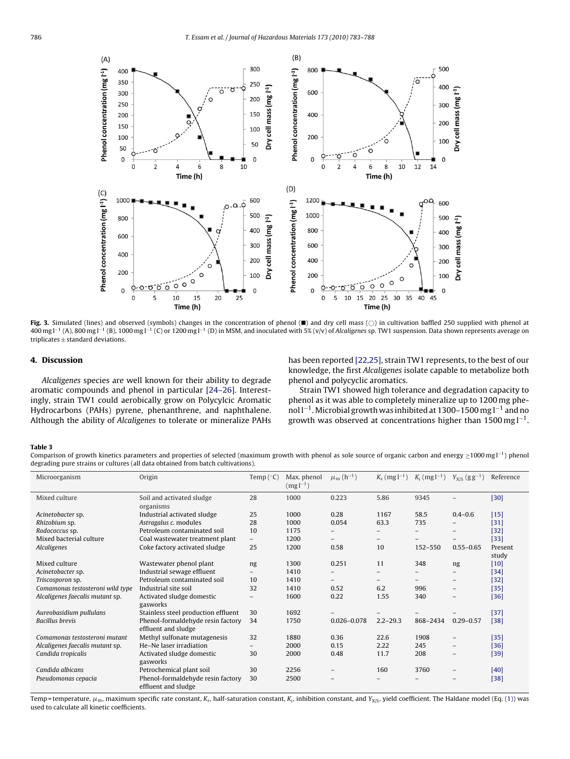**Fig. 3.** Simulated (lines) and observed (symbols) changes in the concentration of phenol (■) and dry cell mass (○) in cultivation baffled 250 supplied with phenol at 400 mg l$^{-1}$ (A), 800 mg l$^{-1}$ (B), 1000 mg l$^{-1}$ (C) or 1200 mg l$^{-1}$ (D) in MSM, and inoculated with 5% (v/v) of *Alcaligenes* sp. TW1 suspension. Data shown represents average on triplicates ± standard deviations.

## 4. Discussion

*Alcaligenes* species are well known for their ability to degrade aromatic compounds and phenol in particular [24–26]. Interestingly, strain TW1 could aerobically grow on Polycylcic Aromatic Hydrocarbons (PAHs) pyrene, phenanthrene, and naphthalene. Although the ability of *Alcaligenes* to tolerate or mineralize PAHs has been reported [22,25], strain TW1 represents, to the best of our knowledge, the first *Alcaligenes* isolate capable to metabolize both phenol and polycyclic aromatics.

Strain TW1 showed high tolerance and degradation capacity to phenol as it was able to completely mineralize up to 1200 mg phenol l$^{-1}$. Microbial growth was inhibited at 1300–1500 mg l$^{-1}$ and no growth was observed at concentrations higher than 1500 mg l$^{-1}$.

**Table 3**
Comparison of growth kinetics parameters and properties of selected (maximum growth with phenol as sole source of organic carbon and energy ≥1000 mg l$^{-1}$) phenol degrading pure strains or cultures (all data obtained from batch cultivations).

| Microorganism | Origin | Temp (°C) | Max. phenol (mg l$^{-1}$) | $\mu_m$ (h$^{-1}$) | $K_s$ (mg l$^{-1}$) | $K_i$ (mg l$^{-1}$) | $Y_{X/S}$ (g g$^{-1}$) | Reference |
|---|---|---|---|---|---|---|---|---|
| Mixed culture | Soil and activated sludge organisms | 28 | 1000 | 0.223 | 5.86 | 9345 | – | [30] |
| *Acinetobacter* sp. | Industrial activated sludge | 25 | 1000 | 0.28 | 1167 | 58.5 | 0.4–0.6 | [15] |
| *Rhizobium* sp. | *Astragalus c.* modules | 28 | 1000 | 0.054 | 63.3 | 735 | – | [31] |
| *Rodococcus* sp. | Petroleum contaminated soil | 10 | 1175 | – | – | – | – | [32] |
| Mixed bacterial culture | Coal wastewater treatment plant | – | 1200 | – | – | – | – | [33] |
| *Alcaligenes* | Coke factory activated sludge | 25 | 1200 | 0.58 | 10 | 152–550 | 0.55–0.65 | Present study |
| Mixed culture | Wastewater phenol plant | ng | 1300 | 0.251 | 11 | 348 | ng | [10] |
| *Acinetobacter* sp. | Industrial sewage effluent | – | 1410 | – | – | – | – | [34] |
| *Triscosporon* sp. | Petroleum contaminated soil | 10 | 1410 | – | – | – | – | [32] |
| *Comamonas testosteroni wild type* | Industrial site soil | 32 | 1410 | 0.52 | 6.2 | 996 | – | [35] |
| *Alcaligenes faecalis mutant sp.* | Activated sludge domestic gasworks | – | 1600 | 0.22 | 1.55 | 340 | – | [36] |
| *Aureobasidium pullulans* | Stainless steel production effluent | 30 | 1692 | – | – | – | – | [37] |
| *Bacillus brevis* | Phenol-formaldehyde resin factory effluent and sludge | 34 | 1750 | 0.026–0.078 | 2.2–29.3 | 868–2434 | 0.29–0.57 | [38] |
| *Comamonas testosteroni mutant* | Methyl sulfonate mutagenesis | 32 | 1880 | 0.36 | 22.6 | 1908 | – | [35] |
| *Alcaligenes faecalis mutant sp.* | He–Ne laser irradiation | – | 2000 | 0.15 | 2.22 | 245 | – | [36] |
| *Candida tropicalis* | Activated sludge domestic gasworks | 30 | 2000 | 0.48 | 11.7 | 208 | – | [39] |
| *Candida albicans* | Petrochemical plant soil | 30 | 2256 | – | 160 | 3760 | – | [40] |
| *Pseudomonas cepacia* | Phenol-formaldehyde resin factory effluent and sludge | 30 | 2500 | – | – | – | – | [38] |

Temp = temperature, $\mu_m$, maximum specific rate constant, $K_s$, half-saturation constant, $K_i$, inhibition constant, and $Y_{X/S}$, yield coefficient. The Haldane model (Eq. (1)) was used to calculate all kinetic coefficients.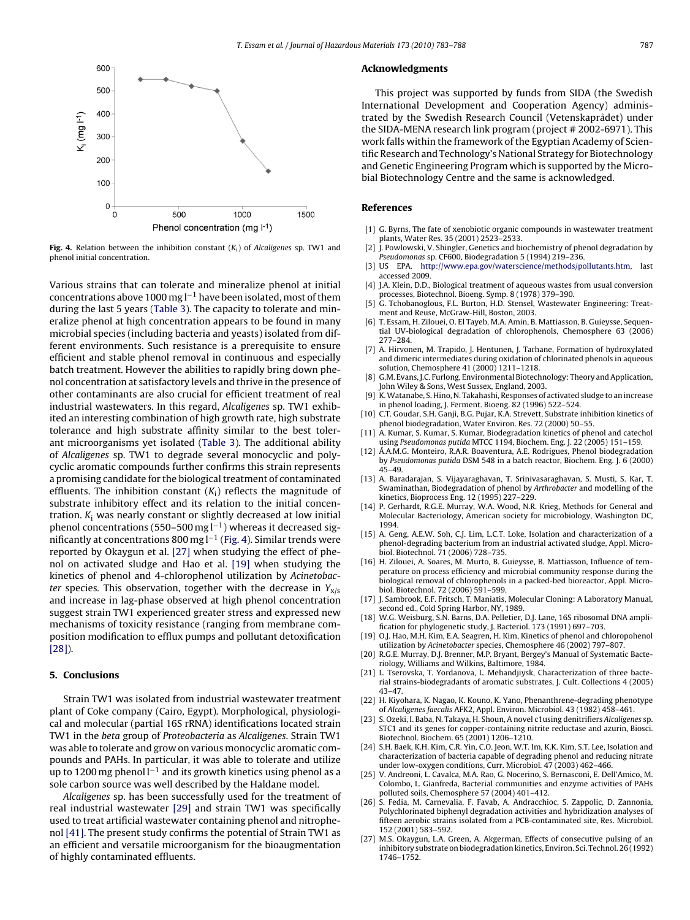Fig. 4. Relation between the inhibition constant ($K_i$) of *Alcaligenes* sp. TW1 and phenol initial concentration.

Various strains that can tolerate and mineralize phenol at initial concentrations above 1000 mg $l^{-1}$ have been isolated, most of them during the last 5 years (Table 3). The capacity to tolerate and mineralize phenol at high concentration appears to be found in many microbial species (including bacteria and yeasts) isolated from different environments. Such resistance is a prerequisite to ensure efficient and stable phenol removal in continuous and especially batch treatment. However the abilities to rapidly bring down phenol concentration at satisfactory levels and thrive in the presence of other contaminants are also crucial for efficient treatment of real industrial wastewaters. In this regard, *Alcaligenes* sp. TW1 exhibited an interesting combination of high growth rate, high substrate tolerance and high substrate affinity similar to the best tolerant microorganisms yet isolated (Table 3). The additional ability of *Alcaligenes* sp. TW1 to degrade several monocyclic and polycyclic aromatic compounds further confirms this strain represents a promising candidate for the biological treatment of contaminated effluents. The inhibition constant ($K_i$) reflects the magnitude of substrate inhibitory effect and its relation to the initial concentration. $K_i$ was nearly constant or slightly decreased at low initial phenol concentrations (550–500 mg $l^{-1}$) whereas it decreased significantly at concentrations 800 mg $l^{-1}$ (Fig. 4). Similar trends were reported by Okaygun et al. [27] when studying the effect of phenol on activated sludge and Hao et al. [19] when studying the kinetics of phenol and 4-chlorophenol utilization by *Acinetobacter* species. This observation, together with the decrease in $Y_{x/s}$ and increase in lag-phase observed at high phenol concentration suggest strain TW1 experienced greater stress and expressed new mechanisms of toxicity resistance (ranging from membrane composition modification to efflux pumps and pollutant detoxification [28]).

## 5. Conclusions

Strain TW1 was isolated from industrial wastewater treatment plant of Coke company (Cairo, Egypt). Morphological, physiological and molecular (partial 16S rRNA) identifications located strain TW1 in the *beta* group of *Proteobacteria* as *Alcaligenes*. Strain TW1 was able to tolerate and grow on various monocyclic aromatic compounds and PAHs. In particular, it was able to tolerate and utilize up to 1200 mg phenol $l^{-1}$ and its growth kinetics using phenol as a sole carbon source was well described by the Haldane model.

*Alcaligenes* sp. has been successfully used for the treatment of real industrial wastewater [29] and strain TW1 was specifically used to treat artificial wastewater containing phenol and nitrophenol [41]. The present study confirms the potential of Strain TW1 as an efficient and versatile microorganism for the bioaugmentation of highly contaminated effluents.

## Acknowledgments

This project was supported by funds from SIDA (the Swedish International Development and Cooperation Agency) administrated by the Swedish Research Council (Vetenskaprådet) under the SIDA-MENA research link program (project # 2002-6971). This work falls within the framework of the Egyptian Academy of Scientific Research and Technology's National Strategy for Biotechnology and Genetic Engineering Program which is supported by the Microbial Biotechnology Centre and the same is acknowledged.

## References

[1] G. Byrns, The fate of xenobiotic organic compounds in wastewater treatment plants, Water Res. 35 (2001) 2523–2533.
[2] J. Powlowski, V. Shingler, Genetics and biochemistry of phenol degradation by *Pseudomonas* sp. CF600, Biodegradation 5 (1994) 219–236.
[3] US EPA. http://www.epa.gov/waterscience/methods/pollutants.htm, last accessed 2009.
[4] J.A. Klein, D.D., Biological treatment of aqueous wastes from usual conversion processes, Biotechnol. Bioeng. Symp. 8 (1978) 379–390.
[5] G. Tchobanoglous, F.L. Burton, H.D. Stensel, Wastewater Engineering: Treatment and Reuse, McGraw-Hill, Boston, 2003.
[6] T. Essam, H. Zilouei, O. El Tayeb, M.A. Amin, B. Mattiasson, B. Guieysse, Sequential UV-biological degradation of chlorophenols, Chemosphere 63 (2006) 277–284.
[7] A. Hirvonen, M. Trapido, J. Hentunen, J. Tarhane, Formation of hydroxylated and dimeric intermediates during oxidation of chlorinated phenols in aqueous solution, Chemosphere 41 (2000) 1211–1218.
[8] G.M. Evans, J.C. Furlong, Environmental Biotechnology: Theory and Application, John Wiley & Sons, West Sussex, England, 2003.
[9] K. Watanabe, S. Hino, N. Takahashi, Responses of activated sludge to an increase in phenol loading, J. Ferment. Bioeng. 82 (1996) 522–524.
[10] C.T. Goudar, S.H. Ganji, B.G. Pujar, K.A. Strevett, Substrate inhibition kinetics of phenol biodegradation, Water Environ. Res. 72 (2000) 50–55.
[11] A. Kumar, S. Kumar, S. Kumar, Biodegradation kinetics of phenol and catechol using *Pseudomonas putida* MTCC 1194, Biochem. Eng. J. 22 (2005) 151–159.
[12] Á.A.M.G. Monteiro, R.A.R. Boaventura, A.E. Rodrigues, Phenol biodegradation by *Pseudomonas putida* DSM 548 in a batch reactor, Biochem. Eng. J. 6 (2000) 45–49.
[13] A. Baradarajan, S. Vijayaraghavan, T. Srinivasaraghavan, S. Musti, S. Kar, T. Swaminathan, Biodegradation of phenol by *Arthrobacter* and modelling of the kinetics, Bioprocess Eng. 12 (1995) 227–229.
[14] P. Gerhardt, R.G.E. Murray, W.A. Wood, N.R. Krieg, Methods for General and Molecular Bacteriology, American society for microbiology, Washington DC, 1994.
[15] A. Geng, A.E.W. Soh, C.J. Lim, L.C.T. Loke, Isolation and characterization of a phenol-degrading bacterium from an industrial activated sludge, Appl. Microbiol. Biotechnol. 71 (2006) 728–735.
[16] H. Ziloueí, A. Soares, M. Murto, B. Guieysse, B. Mattiasson, Influence of temperature on process efficiency and microbial community response during the biological removal of chlorophenols in a packed-bed bioreactor, Appl. Microbiol. Biotechnol. 72 (2006) 591–599.
[17] J. Sambrook, E.F. Fritsch, T. Maniatis, Molecular Cloning: A Laboratory Manual, second ed., Cold Spring Harbor, NY, 1989.
[18] W.G. Weisburg, S.N. Barns, D.A. Pelletier, D.J. Lane, 16S ribosomal DNA amplification for phylogenetic study, J. Bacteriol. 173 (1991) 697–703.
[19] O.J. Hao, M.H. Kim, E.A. Seagren, H. Kim, Kinetics of phenol and chloropohenol utilization by *Acinetobacter* species, Chemosphere 46 (2002) 797–807.
[20] R.G.E. Murray, D.J. Brenner, M.P. Bryant, Bergey's Manual of Systematic Bacteriology, Williams and Wilkins, Baltimore, 1984.
[21] L. Tserovska, T. Yordanova, L. Mehandjiysk, Characterization of three bacterial strains-biodegradants of aromatic substrates, J. Cult. Collections 4 (2005) 43–47.
[22] H. Kiyohara, K. Nagao, K. Kouno, K. Yano, Phenanthrene-degrading phenotype of *Alcaligenes faecalis* AFK2, Appl. Environ. Microbiol. 43 (1982) 458–461.
[23] S. Ozeki, I. Baba, N. Takaya, H. Shoun, A novel c1using denitrifiers *Alcaligenes* sp. STC1 and its genes for copper-containing nitrite reductase and azurin, Biosci. Biotechnol. Biochem. 65 (2001) 1206–1210.
[24] S.H. Baek, K.H. Kim, C.R. Yin, C.O. Jeon, W.T. Im, K.K. Kim, S.T. Lee, Isolation and characterization of bacteria capable of degrading phenol and reducing nitrate under low-oxygen conditions, Curr. Microbiol. 47 (2003) 462–466.
[25] V. Andreoni, L. Cavalca, M.A. Rao, G. Nocerino, S. Bernasconi, E. Dell'Amico, M. Colombo, L. Gianfreda, Bacterial communities and enzyme activities of PAHs polluted soils, Chemosphere 57 (2004) 401–412.
[26] S. Fedia, M. Carnevalia, F. Favab, A. Andracchioc, S. Zappolic, D. Zannonia, Polychlorinated biphenyl degradation activities and hybridization analyses of fifteen aerobic strains isolated from a PCB-contaminated site, Res. Microbiol. 152 (2001) 583–592.
[27] M.S. Okaygun, L.A. Green, A. Akgerman, Effects of consecutive pulsing of an inhibitory substrate on biodegradation kinetics, Environ. Sci. Technol. 26 (1992) 1746–1752.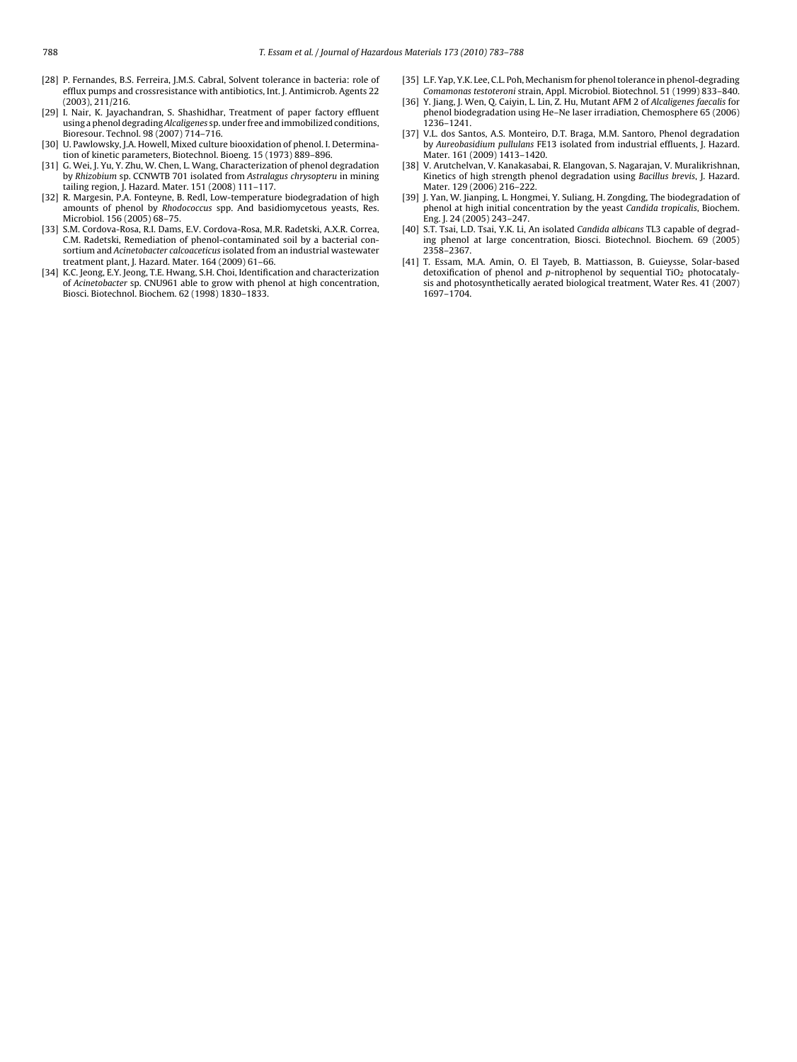[28] P. Fernandes, B.S. Ferreira, J.M.S. Cabral, Solvent tolerance in bacteria: role of efflux pumps and crossresistance with antibiotics, Int. J. Antimicrob. Agents 22 (2003), 211/216.

[29] I. Nair, K. Jayachandran, S. Shashidhar, Treatment of paper factory effluent using a phenol degrading *Alcaligenes* sp. under free and immobilized conditions, Bioresour. Technol. 98 (2007) 714–716.

[30] U. Pawlowsky, J.A. Howell, Mixed culture biooxidation of phenol. I. Determination of kinetic parameters, Biotechnol. Bioeng. 15 (1973) 889–896.

[31] G. Wei, J. Yu, Y. Zhu, W. Chen, L. Wang, Characterization of phenol degradation by *Rhizobium* sp. CCNWTB 701 isolated from *Astralagus chrysopteru* in mining tailing region, J. Hazard. Mater. 151 (2008) 111–117.

[32] R. Margesin, P.A. Fonteyne, B. Redl, Low-temperature biodegradation of high amounts of phenol by *Rhodococcus* spp. And basidiomycetous yeasts, Res. Microbiol. 156 (2005) 68–75.

[33] S.M. Cordova-Rosa, R.I. Dams, E.V. Cordova-Rosa, M.R. Radetski, A.X.R. Correa, C.M. Radetski, Remediation of phenol-contaminated soil by a bacterial consortium and *Acinetobacter calcoaceticus* isolated from an industrial wastewater treatment plant, J. Hazard. Mater. 164 (2009) 61–66.

[34] K.C. Jeong, E.Y. Jeong, T.E. Hwang, S.H. Choi, Identification and characterization of *Acinetobacter* sp. CNU961 able to grow with phenol at high concentration, Biosci. Biotechnol. Biochem. 62 (1998) 1830–1833.

[35] L.F. Yap, Y.K. Lee, C.L. Poh, Mechanism for phenol tolerance in phenol-degrading *Comamonas testoteroni* strain, Appl. Microbiol. Biotechnol. 51 (1999) 833–840.

[36] Y. Jiang, J. Wen, Q. Caiyin, L. Lin, Z. Hu, Mutant AFM 2 of *Alcaligenes faecalis* for phenol biodegradation using He–Ne laser irradiation, Chemosphere 65 (2006) 1236–1241.

[37] V.L. dos Santos, A.S. Monteiro, D.T. Braga, M.M. Santoro, Phenol degradation by *Aureobasidium pullulans* FE13 isolated from industrial effluents, J. Hazard. Mater. 161 (2009) 1413–1420.

[38] V. Arutchelvan, V. Kanakasabai, R. Elangovan, S. Nagarajan, V. Muralikrishnan, Kinetics of high strength phenol degradation using *Bacillus brevis*, J. Hazard. Mater. 129 (2006) 216–222.

[39] J. Yan, W. Jianping, L. Hongmei, Y. Suliang, H. Zongding, The biodegradation of phenol at high initial concentration by the yeast *Candida tropicalis*, Biochem. Eng. J. 24 (2005) 243–247.

[40] S.T. Tsai, L.D. Tsai, Y.K. Li, An isolated *Candida albicans* TL3 capable of degrading phenol at large concentration, Biosci. Biotechnol. Biochem. 69 (2005) 2358–2367.

[41] T. Essam, M.A. Amin, O. El Tayeb, B. Mattiasson, B. Guieysse, Solar-based detoxification of phenol and *p*-nitrophenol by sequential $TiO_2$ photocatalysis and photosynthetically aerated biological treatment, Water Res. 41 (2007) 1697–1704.